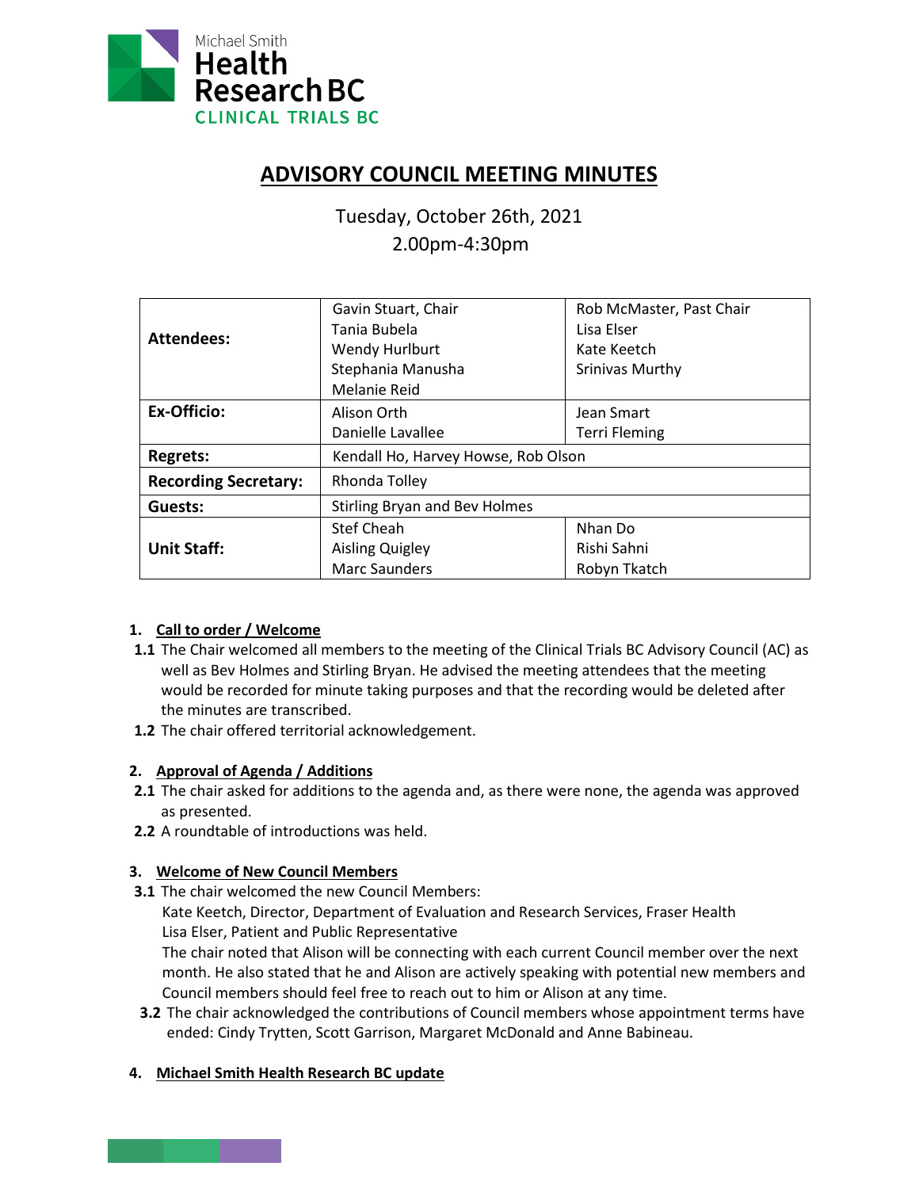Michael Smith Health Research BC
CLINICAL TRIALS BC

# ADVISORY COUNCIL MEETING MINUTES

Tuesday, October 26th, 2021
2.00pm-4:30pm

| | | |
|---|---|---|
| **Attendees:** | Gavin Stuart, Chair<br>Tania Bubela<br>Wendy Hurlburt<br>Stephania Manusha<br>Melanie Reid | Rob McMaster, Past Chair<br>Lisa Elser<br>Kate Keetch<br>Srinivas Murthy |
| **Ex-Officio:** | Alison Orth<br>Danielle Lavallee | Jean Smart<br>Terri Fleming |
| **Regrets:** | Kendall Ho, Harvey Howse, Rob Olson | |
| **Recording Secretary:** | Rhonda Tolley | |
| **Guests:** | Stirling Bryan and Bev Holmes | |
| **Unit Staff:** | Stef Cheah<br>Aisling Quigley<br>Marc Saunders | Nhan Do<br>Rishi Sahni<br>Robyn Tkatch |

1. **Call to order / Welcome**

**1.1** The Chair welcomed all members to the meeting of the Clinical Trials BC Advisory Council (AC) as well as Bev Holmes and Stirling Bryan. He advised the meeting attendees that the meeting would be recorded for minute taking purposes and that the recording would be deleted after the minutes are transcribed.

**1.2** The chair offered territorial acknowledgement.

2. **Approval of Agenda / Additions**

**2.1** The chair asked for additions to the agenda and, as there were none, the agenda was approved as presented.

**2.2** A roundtable of introductions was held.

3. **Welcome of New Council Members**

**3.1** The chair welcomed the new Council Members:
Kate Keetch, Director, Department of Evaluation and Research Services, Fraser Health
Lisa Elser, Patient and Public Representative
The chair noted that Alison will be connecting with each current Council member over the next month. He also stated that he and Alison are actively speaking with potential new members and Council members should feel free to reach out to him or Alison at any time.

**3.2** The chair acknowledged the contributions of Council members whose appointment terms have ended: Cindy Trytten, Scott Garrison, Margaret McDonald and Anne Babineau.

4. **Michael Smith Health Research BC update**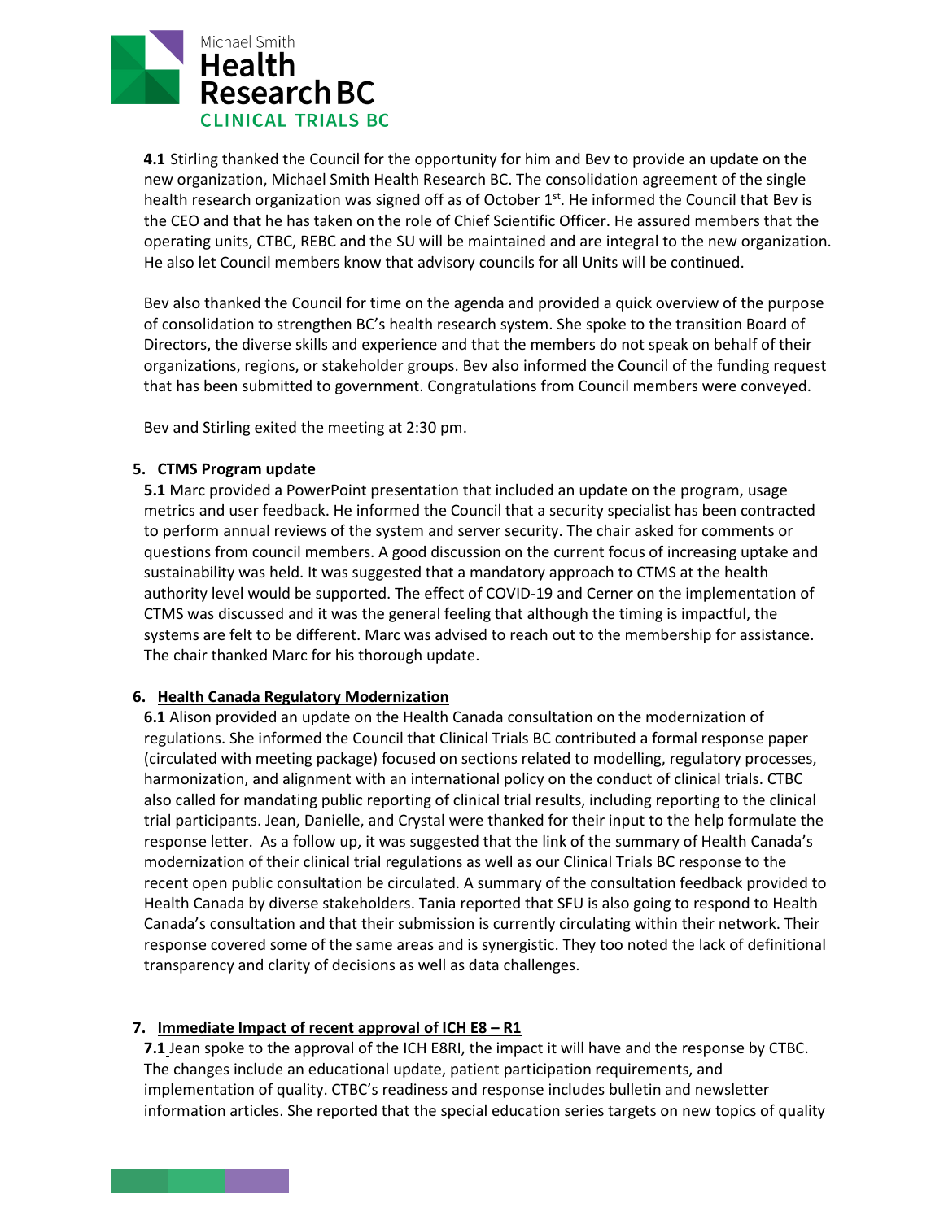**4.1** Stirling thanked the Council for the opportunity for him and Bev to provide an update on the new organization, Michael Smith Health Research BC. The consolidation agreement of the single health research organization was signed off as of October 1st. He informed the Council that Bev is the CEO and that he has taken on the role of Chief Scientific Officer. He assured members that the operating units, CTBC, REBC and the SU will be maintained and are integral to the new organization. He also let Council members know that advisory councils for all Units will be continued.

Bev also thanked the Council for time on the agenda and provided a quick overview of the purpose of consolidation to strengthen BC's health research system. She spoke to the transition Board of Directors, the diverse skills and experience and that the members do not speak on behalf of their organizations, regions, or stakeholder groups. Bev also informed the Council of the funding request that has been submitted to government. Congratulations from Council members were conveyed.

Bev and Stirling exited the meeting at 2:30 pm.

5. **CTMS Program update**

**5.1** Marc provided a PowerPoint presentation that included an update on the program, usage metrics and user feedback. He informed the Council that a security specialist has been contracted to perform annual reviews of the system and server security. The chair asked for comments or questions from council members. A good discussion on the current focus of increasing uptake and sustainability was held. It was suggested that a mandatory approach to CTMS at the health authority level would be supported. The effect of COVID-19 and Cerner on the implementation of CTMS was discussed and it was the general feeling that although the timing is impactful, the systems are felt to be different. Marc was advised to reach out to the membership for assistance. The chair thanked Marc for his thorough update.

6. **Health Canada Regulatory Modernization**

**6.1** Alison provided an update on the Health Canada consultation on the modernization of regulations. She informed the Council that Clinical Trials BC contributed a formal response paper (circulated with meeting package) focused on sections related to modelling, regulatory processes, harmonization, and alignment with an international policy on the conduct of clinical trials. CTBC also called for mandating public reporting of clinical trial results, including reporting to the clinical trial participants. Jean, Danielle, and Crystal were thanked for their input to the help formulate the response letter. As a follow up, it was suggested that the link of the summary of Health Canada's modernization of their clinical trial regulations as well as our Clinical Trials BC response to the recent open public consultation be circulated. A summary of the consultation feedback provided to Health Canada by diverse stakeholders. Tania reported that SFU is also going to respond to Health Canada's consultation and that their submission is currently circulating within their network. Their response covered some of the same areas and is synergistic. They too noted the lack of definitional transparency and clarity of decisions as well as data challenges.

7. **Immediate Impact of recent approval of ICH E8 – R1**

**7.1** Jean spoke to the approval of the ICH E8RI, the impact it will have and the response by CTBC. The changes include an educational update, patient participation requirements, and implementation of quality. CTBC's readiness and response includes bulletin and newsletter information articles. She reported that the special education series targets on new topics of quality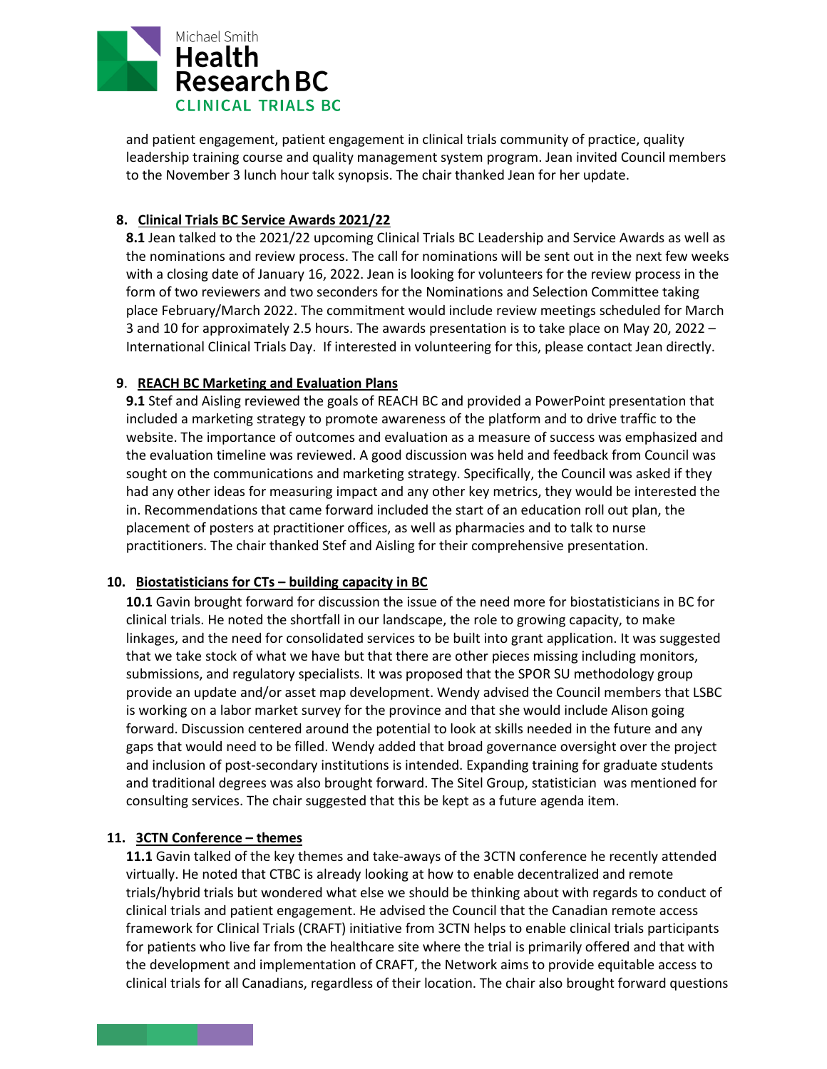and patient engagement, patient engagement in clinical trials community of practice, quality leadership training course and quality management system program. Jean invited Council members to the November 3 lunch hour talk synopsis. The chair thanked Jean for her update.

8. **Clinical Trials BC Service Awards 2021/22**

**8.1** Jean talked to the 2021/22 upcoming Clinical Trials BC Leadership and Service Awards as well as the nominations and review process. The call for nominations will be sent out in the next few weeks with a closing date of January 16, 2022. Jean is looking for volunteers for the review process in the form of two reviewers and two seconders for the Nominations and Selection Committee taking place February/March 2022. The commitment would include review meetings scheduled for March 3 and 10 for approximately 2.5 hours. The awards presentation is to take place on May 20, 2022 – International Clinical Trials Day. If interested in volunteering for this, please contact Jean directly.

9. **REACH BC Marketing and Evaluation Plans**

**9.1** Stef and Aisling reviewed the goals of REACH BC and provided a PowerPoint presentation that included a marketing strategy to promote awareness of the platform and to drive traffic to the website. The importance of outcomes and evaluation as a measure of success was emphasized and the evaluation timeline was reviewed. A good discussion was held and feedback from Council was sought on the communications and marketing strategy. Specifically, the Council was asked if they had any other ideas for measuring impact and any other key metrics, they would be interested the in. Recommendations that came forward included the start of an education roll out plan, the placement of posters at practitioner offices, as well as pharmacies and to talk to nurse practitioners. The chair thanked Stef and Aisling for their comprehensive presentation.

10. **Biostatisticians for CTs – building capacity in BC**

**10.1** Gavin brought forward for discussion the issue of the need more for biostatisticians in BC for clinical trials. He noted the shortfall in our landscape, the role to growing capacity, to make linkages, and the need for consolidated services to be built into grant application. It was suggested that we take stock of what we have but that there are other pieces missing including monitors, submissions, and regulatory specialists. It was proposed that the SPOR SU methodology group provide an update and/or asset map development. Wendy advised the Council members that LSBC is working on a labor market survey for the province and that she would include Alison going forward. Discussion centered around the potential to look at skills needed in the future and any gaps that would need to be filled. Wendy added that broad governance oversight over the project and inclusion of post-secondary institutions is intended. Expanding training for graduate students and traditional degrees was also brought forward. The Sitel Group, statistician was mentioned for consulting services. The chair suggested that this be kept as a future agenda item.

11. **3CTN Conference – themes**

**11.1** Gavin talked of the key themes and take-aways of the 3CTN conference he recently attended virtually. He noted that CTBC is already looking at how to enable decentralized and remote trials/hybrid trials but wondered what else we should be thinking about with regards to conduct of clinical trials and patient engagement. He advised the Council that the Canadian remote access framework for Clinical Trials (CRAFT) initiative from 3CTN helps to enable clinical trials participants for patients who live far from the healthcare site where the trial is primarily offered and that with the development and implementation of CRAFT, the Network aims to provide equitable access to clinical trials for all Canadians, regardless of their location. The chair also brought forward questions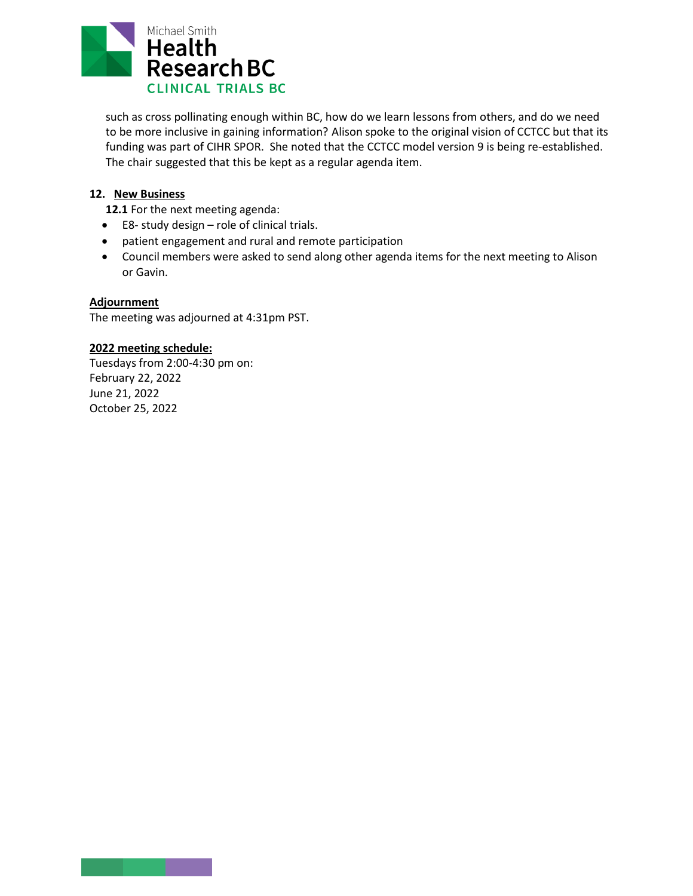such as cross pollinating enough within BC, how do we learn lessons from others, and do we need to be more inclusive in gaining information? Alison spoke to the original vision of CCTCC but that its funding was part of CIHR SPOR. She noted that the CCTCC model version 9 is being re-established. The chair suggested that this be kept as a regular agenda item.

**12. New Business**

**12.1** For the next meeting agenda:

- E8- study design – role of clinical trials.
- patient engagement and rural and remote participation
- Council members were asked to send along other agenda items for the next meeting to Alison or Gavin.

**Adjournment**

The meeting was adjourned at 4:31pm PST.

**2022 meeting schedule:**

Tuesdays from 2:00-4:30 pm on:
February 22, 2022
June 21, 2022
October 25, 2022